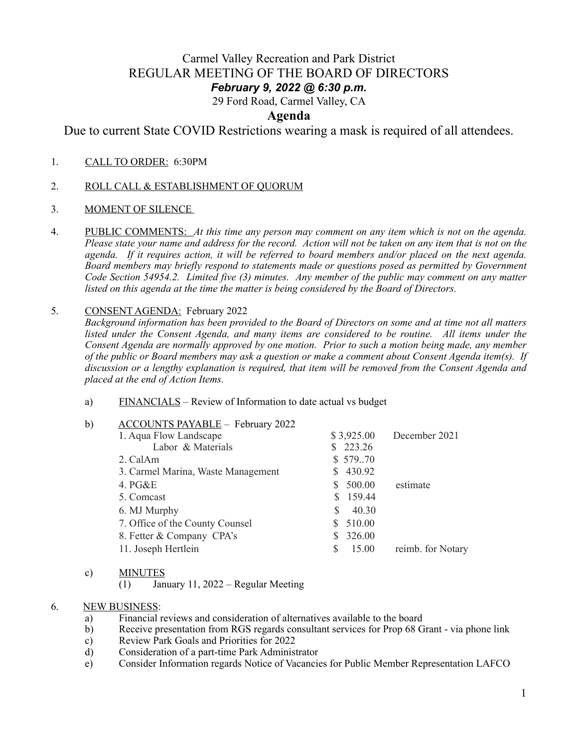# Carmel Valley Recreation and Park District

## REGULAR MEETING OF THE BOARD OF DIRECTORS

***February 9, 2022 @ 6:30 p.m.***

29 Ford Road, Carmel Valley, CA

## Agenda

Due to current State COVID Restrictions wearing a mask is required of all attendees.

1. CALL TO ORDER: 6:30PM

2. ROLL CALL & ESTABLISHMENT OF QUORUM

3. MOMENT OF SILENCE

4. PUBLIC COMMENTS: *At this time any person may comment on any item which is not on the agenda. Please state your name and address for the record. Action will not be taken on any item that is not on the agenda. If it requires action, it will be referred to board members and/or placed on the next agenda. Board members may briefly respond to statements made or questions posed as permitted by Government Code Section 54954.2. Limited five (3) minutes. Any member of the public may comment on any matter listed on this agenda at the time the matter is being considered by the Board of Directors.*

5. CONSENT AGENDA: February 2022
*Background information has been provided to the Board of Directors on some and at time not all matters listed under the Consent Agenda, and many items are considered to be routine. All items under the Consent Agenda are normally approved by one motion. Prior to such a motion being made, any member of the public or Board members may ask a question or make a comment about Consent Agenda item(s). If discussion or a lengthy explanation is required, that item will be removed from the Consent Agenda and placed at the end of Action Items.*

   a) FINANCIALS – Review of Information to date actual vs budget

   b) ACCOUNTS PAYABLE – February 2022

| Item | Amount | Note |
|---|---|---|
| 1. Aqua Flow Landscape | $ 3,925.00 | December 2021 |
| Labor & Materials | $ 223.26 | |
| 2. CalAm | $ 579..70 | |
| 3. Carmel Marina, Waste Management | $ 430.92 | |
| 4. PG&E | $ 500.00 | estimate |
| 5. Comcast | $ 159.44 | |
| 6. MJ Murphy | $ 40.30 | |
| 7. Office of the County Counsel | $ 510.00 | |
| 8. Fetter & Company CPA's | $ 326.00 | |
| 11. Joseph Hertlein | $ 15.00 | reimb. for Notary |

   c) MINUTES
      (1) January 11, 2022 – Regular Meeting

6. NEW BUSINESS:
   a) Financial reviews and consideration of alternatives available to the board
   b) Receive presentation from RGS regards consultant services for Prop 68 Grant - via phone link
   c) Review Park Goals and Priorities for 2022
   d) Consideration of a part-time Park Administrator
   e) Consider Information regards Notice of Vacancies for Public Member Representation LAFCO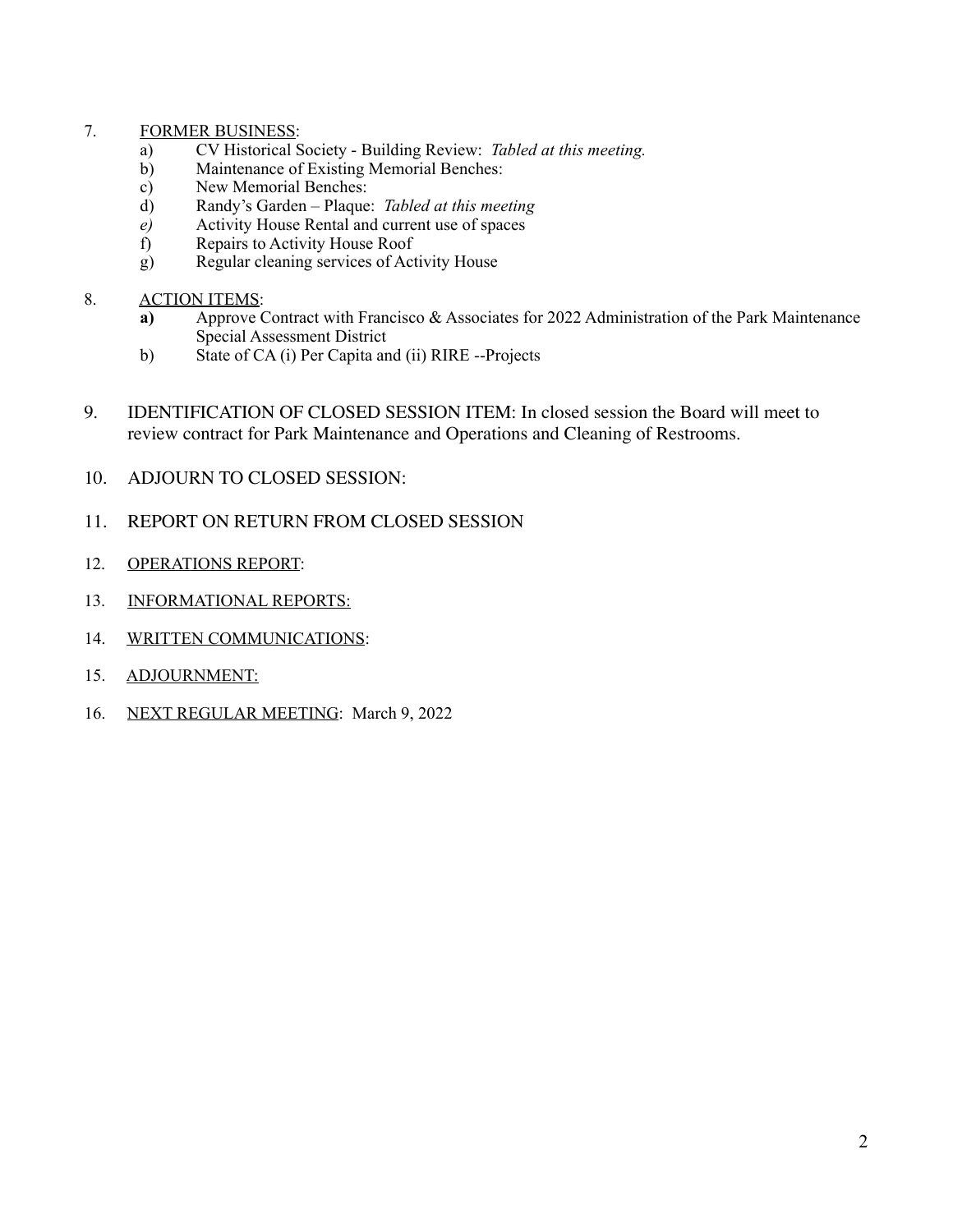7. <u>FORMER BUSINESS</u>:
    - a) CV Historical Society - Building Review: *Tabled at this meeting.*
    - b) Maintenance of Existing Memorial Benches:
    - c) New Memorial Benches:
    - d) Randy's Garden – Plaque: *Tabled at this meeting*
    - *e)* Activity House Rental and current use of spaces
    - f) Repairs to Activity House Roof
    - g) Regular cleaning services of Activity House

8. <u>ACTION ITEMS</u>:
    - **a)** Approve Contract with Francisco & Associates for 2022 Administration of the Park Maintenance Special Assessment District
    - b) State of CA (i) Per Capita and (ii) RIRE --Projects

9. IDENTIFICATION OF CLOSED SESSION ITEM: In closed session the Board will meet to review contract for Park Maintenance and Operations and Cleaning of Restrooms.

10. ADJOURN TO CLOSED SESSION:

11. REPORT ON RETURN FROM CLOSED SESSION

12. <u>OPERATIONS REPORT</u>:

13. <u>INFORMATIONAL REPORTS:</u>

14. <u>WRITTEN COMMUNICATIONS</u>:

15. <u>ADJOURNMENT:</u>

16. <u>NEXT REGULAR MEETING</u>: March 9, 2022